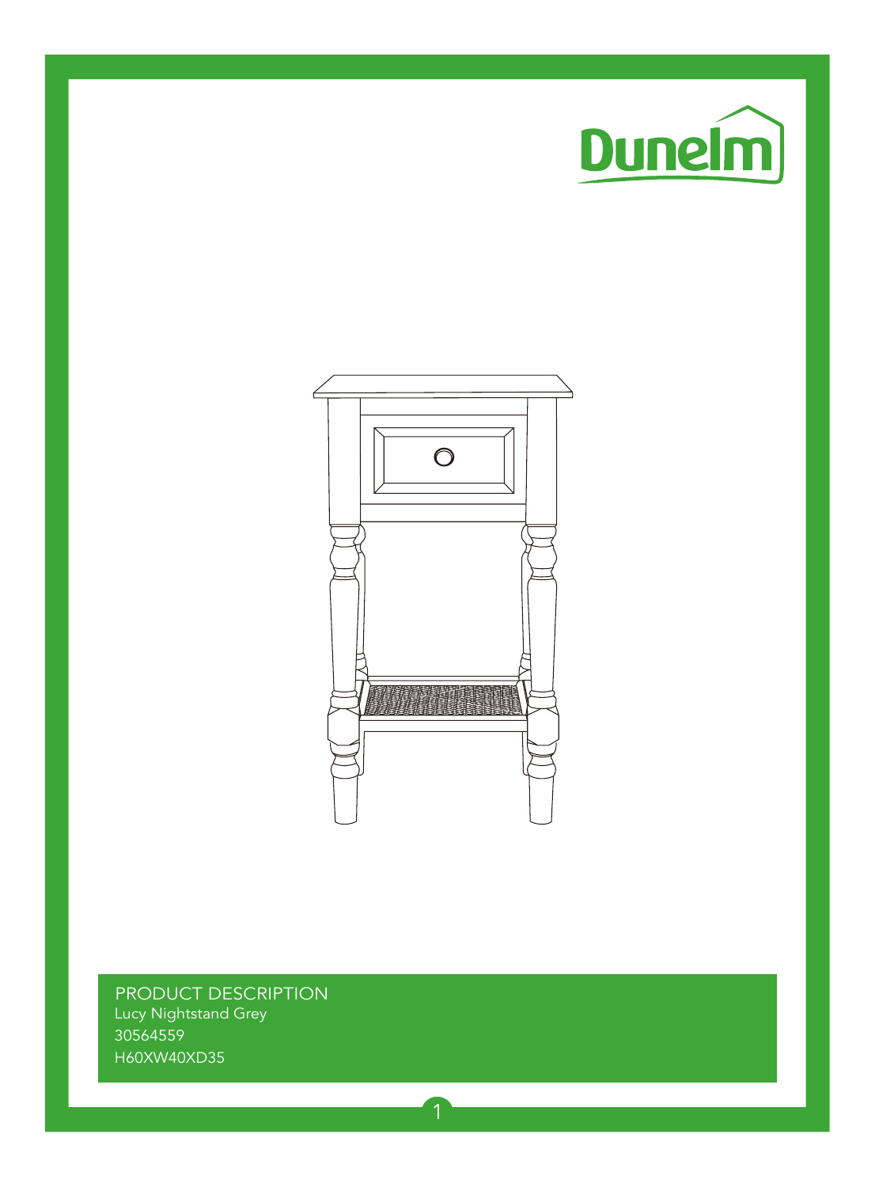Dunelm

## PRODUCT DESCRIPTION

Lucy Nightstand Grey

30564559

H60XW40XD35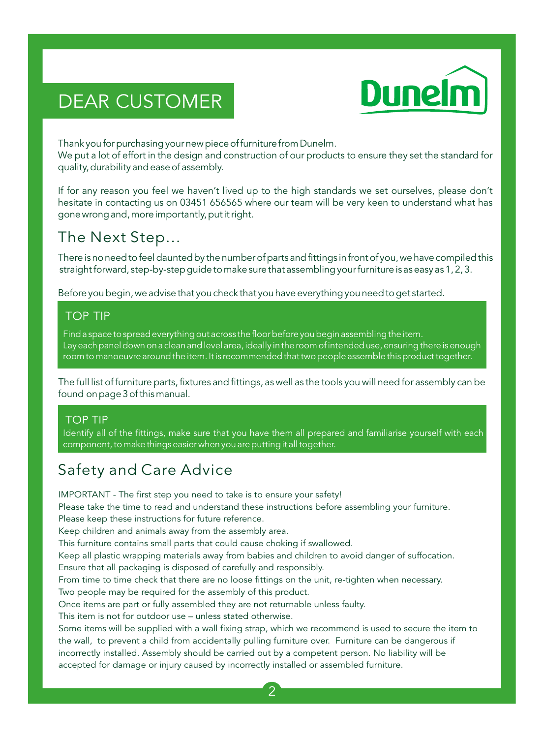# DEAR CUSTOMER

Dunelm

Thank you for purchasing your new piece of furniture from Dunelm.
We put a lot of effort in the design and construction of our products to ensure they set the standard for quality, durability and ease of assembly.

If for any reason you feel we haven't lived up to the high standards we set ourselves, please don't hesitate in contacting us on 03451 656565 where our team will be very keen to understand what has gone wrong and, more importantly, put it right.

## The Next Step...

There is no need to feel daunted by the number of parts and fittings in front of you, we have compiled this straight forward, step-by-step guide to make sure that assembling your furniture is as easy as 1, 2, 3.

Before you begin, we advise that you check that you have everything you need to get started.

### TOP TIP

Find a space to spread everything out across the floor before you begin assembling the item.
Lay each panel down on a clean and level area, ideally in the room of intended use, ensuring there is enough room to manoeuvre around the item. It is recommended that two people assemble this product together.

The full list of furniture parts, fixtures and fittings, as well as the tools you will need for assembly can be found on page 3 of this manual.

### TOP TIP

Identify all of the fittings, make sure that you have them all prepared and familiarise yourself with each component, to make things easier when you are putting it all together.

## Safety and Care Advice

IMPORTANT - The first step you need to take is to ensure your safety!
Please take the time to read and understand these instructions before assembling your furniture.
Please keep these instructions for future reference.
Keep children and animals away from the assembly area.
This furniture contains small parts that could cause choking if swallowed.
Keep all plastic wrapping materials away from babies and children to avoid danger of suffocation.
Ensure that all packaging is disposed of carefully and responsibly.
From time to time check that there are no loose fittings on the unit, re-tighten when necessary.
Two people may be required for the assembly of this product.
Once items are part or fully assembled they are not returnable unless faulty.
This item is not for outdoor use – unless stated otherwise.
Some items will be supplied with a wall fixing strap, which we recommend is used to secure the item to the wall, to prevent a child from accidentally pulling furniture over. Furniture can be dangerous if incorrectly installed. Assembly should be carried out by a competent person. No liability will be accepted for damage or injury caused by incorrectly installed or assembled furniture.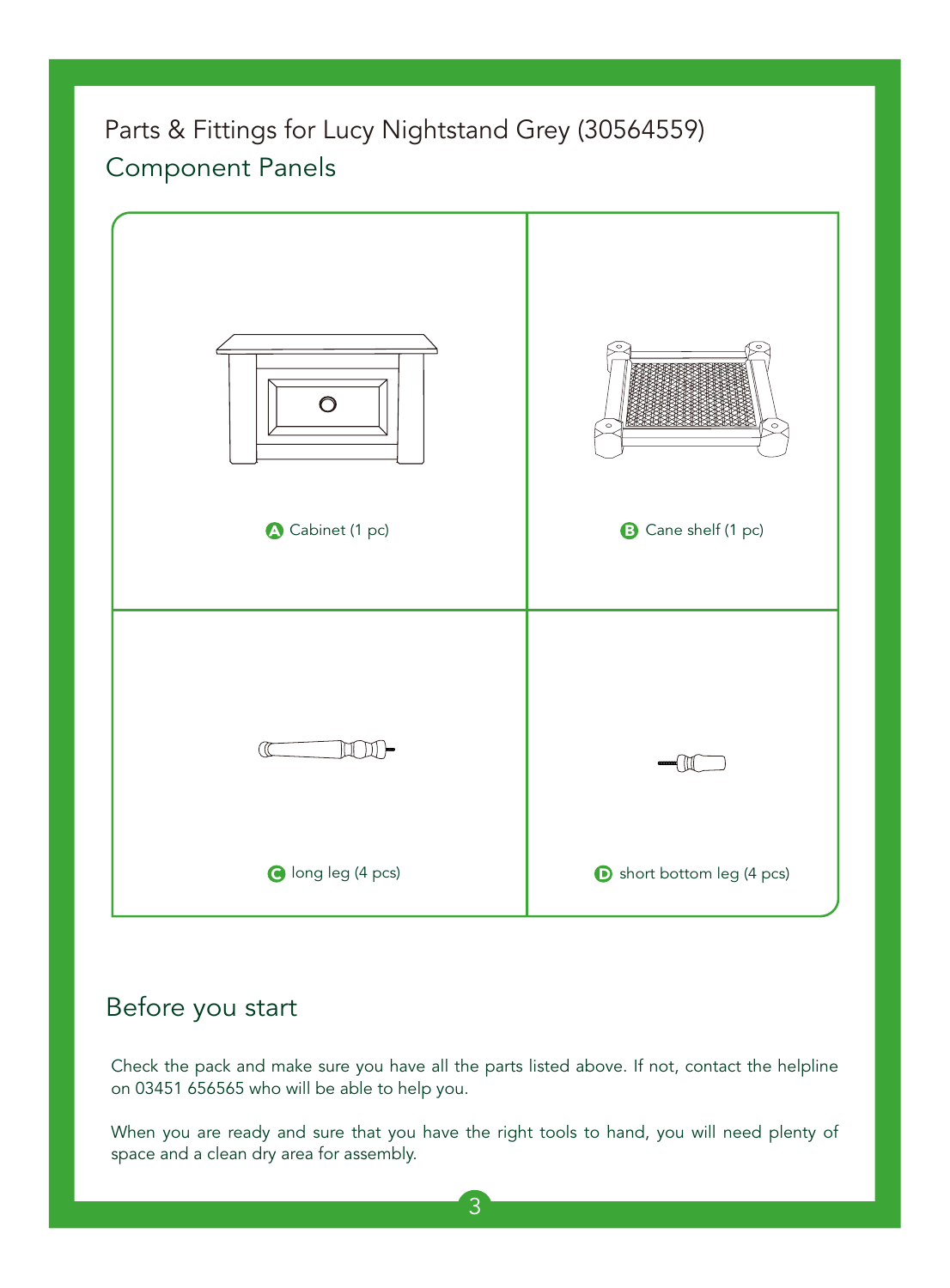# Parts & Fittings for Lucy Nightstand Grey (30564559)

## Component Panels

| | |
|---|---|
| **A** Cabinet (1 pc) | **B** Cane shelf (1 pc) |
| **C** long leg (4 pcs) | **D** short bottom leg (4 pcs) |

## Before you start

Check the pack and make sure you have all the parts listed above. If not, contact the helpline on 03451 656565 who will be able to help you.

When you are ready and sure that you have the right tools to hand, you will need plenty of space and a clean dry area for assembly.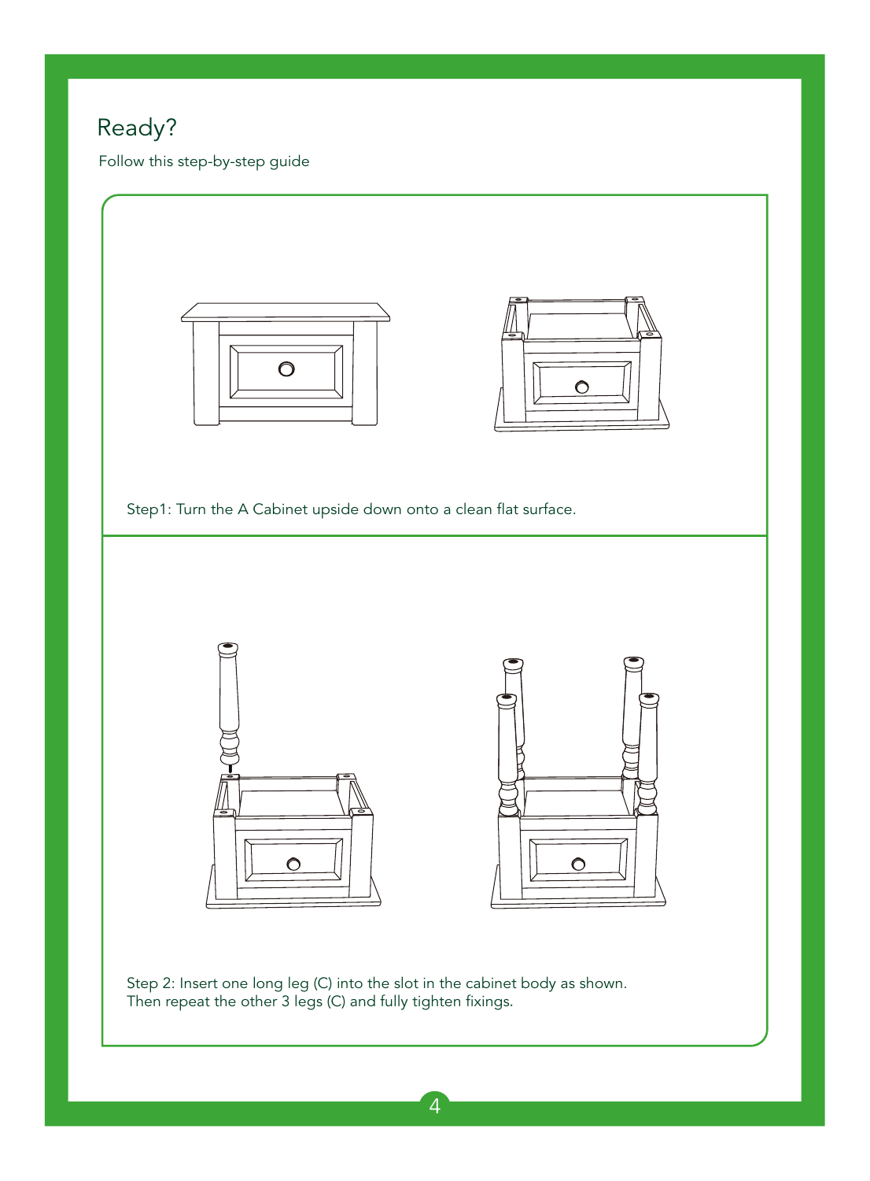# Ready?

Follow this step-by-step guide

Step1: Turn the A Cabinet upside down onto a clean flat surface.

Step 2: Insert one long leg (C) into the slot in the cabinet body as shown.
Then repeat the other 3 legs (C) and fully tighten fixings.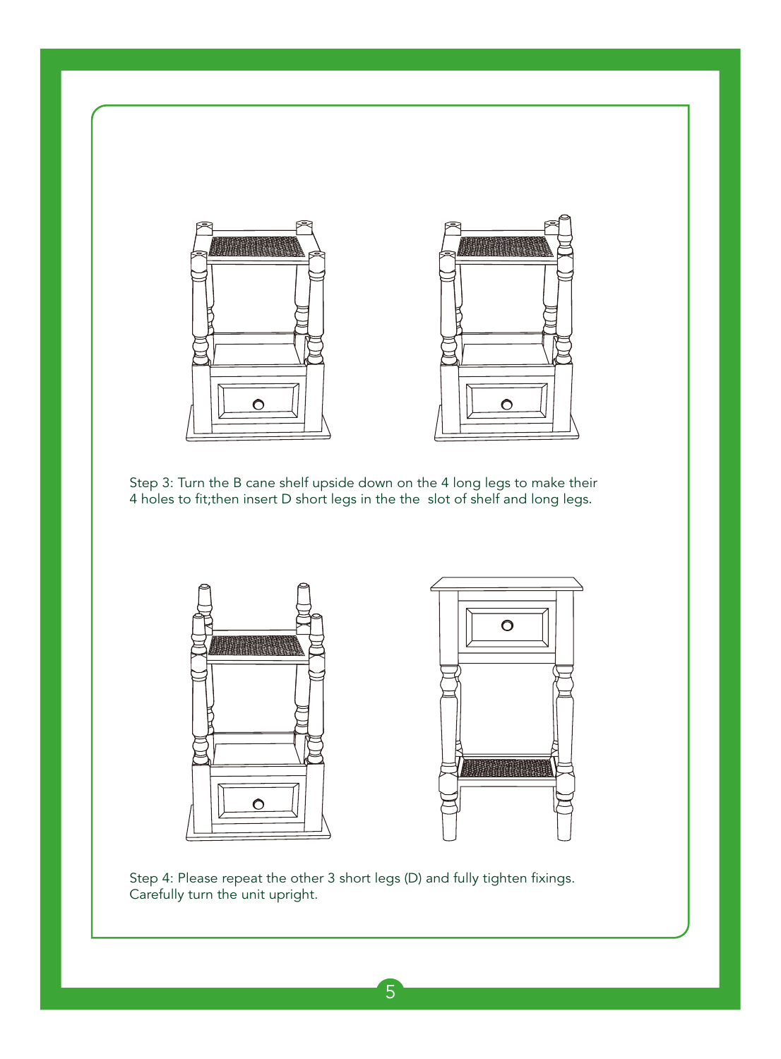Step 3: Turn the B cane shelf upside down on the 4 long legs to make their 4 holes to fit;then insert D short legs in the the  slot of shelf and long legs.

Step 4: Please repeat the other 3 short legs (D) and fully tighten fixings. Carefully turn the unit upright.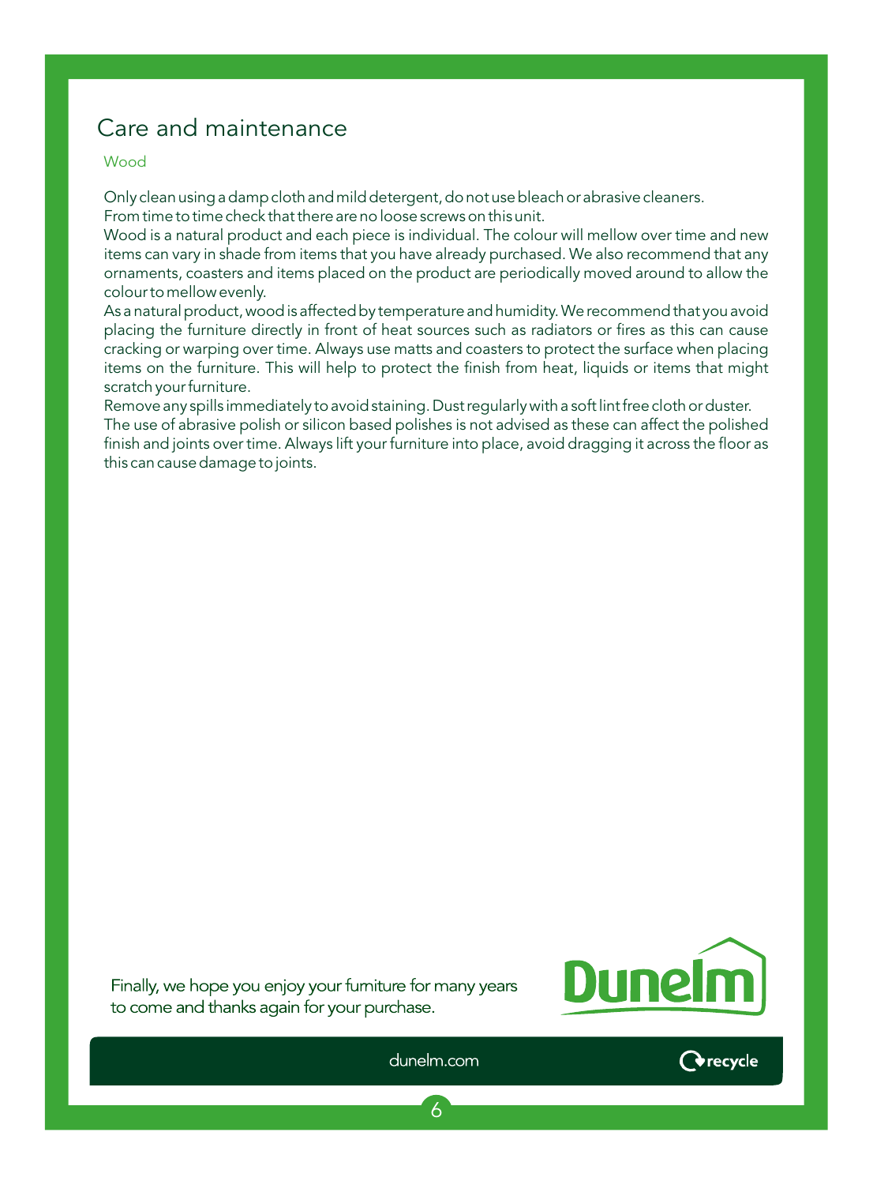# Care and maintenance

## Wood

Only clean using a damp cloth and mild detergent, do not use bleach or abrasive cleaners.
From time to time check that there are no loose screws on this unit.
Wood is a natural product and each piece is individual. The colour will mellow over time and new items can vary in shade from items that you have already purchased. We also recommend that any ornaments, coasters and items placed on the product are periodically moved around to allow the colour to mellow evenly.
As a natural product, wood is affected by temperature and humidity. We recommend that you avoid placing the furniture directly in front of heat sources such as radiators or fires as this can cause cracking or warping over time. Always use matts and coasters to protect the surface when placing items on the furniture. This will help to protect the finish from heat, liquids or items that might scratch your furniture.
Remove any spills immediately to avoid staining. Dust regularly with a soft lint free cloth or duster.
The use of abrasive polish or silicon based polishes is not advised as these can affect the polished finish and joints over time. Always lift your furniture into place, avoid dragging it across the floor as this can cause damage to joints.

Finally, we hope you enjoy your furniture for many years to come and thanks again for your purchase.

Dunelm

dunelm.com

recycle